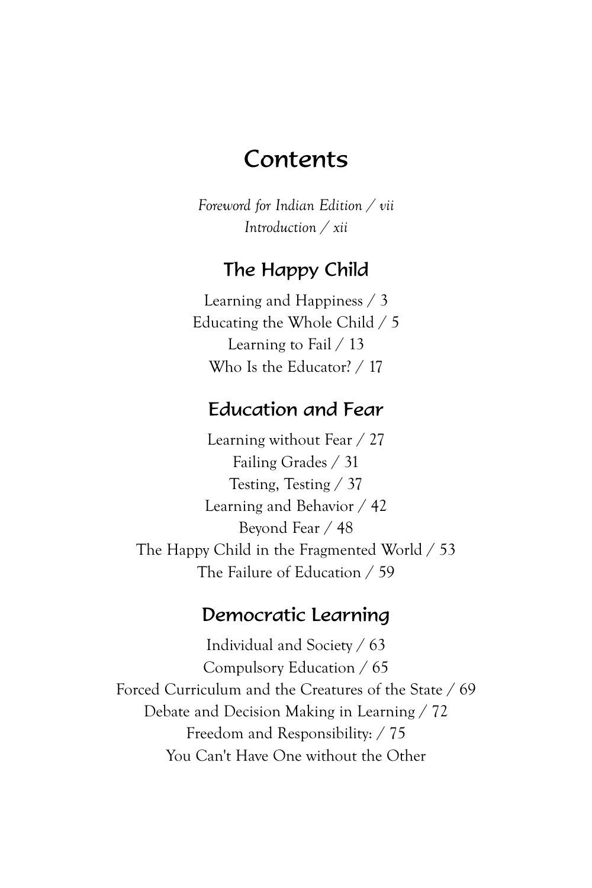# Contents

*Foreword for Indian Edition / vii*
*Introduction / xii*

## The Happy Child

Learning and Happiness / 3
Educating the Whole Child / 5
Learning to Fail / 13
Who Is the Educator? / 17

## Education and Fear

Learning without Fear / 27
Failing Grades / 31
Testing, Testing / 37
Learning and Behavior / 42
Beyond Fear / 48
The Happy Child in the Fragmented World / 53
The Failure of Education / 59

## Democratic Learning

Individual and Society / 63
Compulsory Education / 65
Forced Curriculum and the Creatures of the State / 69
Debate and Decision Making in Learning / 72
Freedom and Responsibility: / 75
You Can't Have One without the Other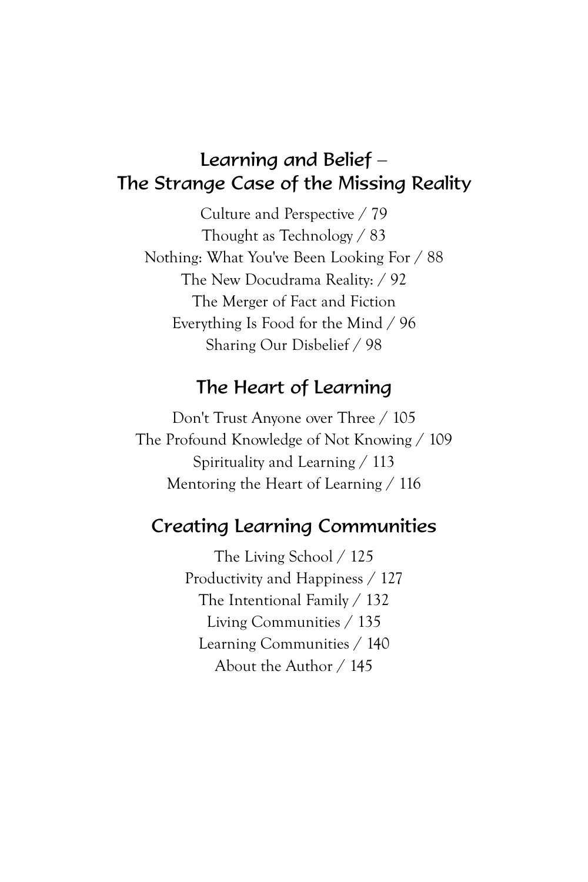## Learning and Belief – The Strange Case of the Missing Reality

Culture and Perspective / 79
Thought as Technology / 83
Nothing: What You've Been Looking For / 88
The New Docudrama Reality: / 92
The Merger of Fact and Fiction
Everything Is Food for the Mind / 96
Sharing Our Disbelief / 98

## The Heart of Learning

Don't Trust Anyone over Three / 105
The Profound Knowledge of Not Knowing / 109
Spirituality and Learning / 113
Mentoring the Heart of Learning / 116

## Creating Learning Communities

The Living School / 125
Productivity and Happiness / 127
The Intentional Family / 132
Living Communities / 135
Learning Communities / 140
About the Author / 145